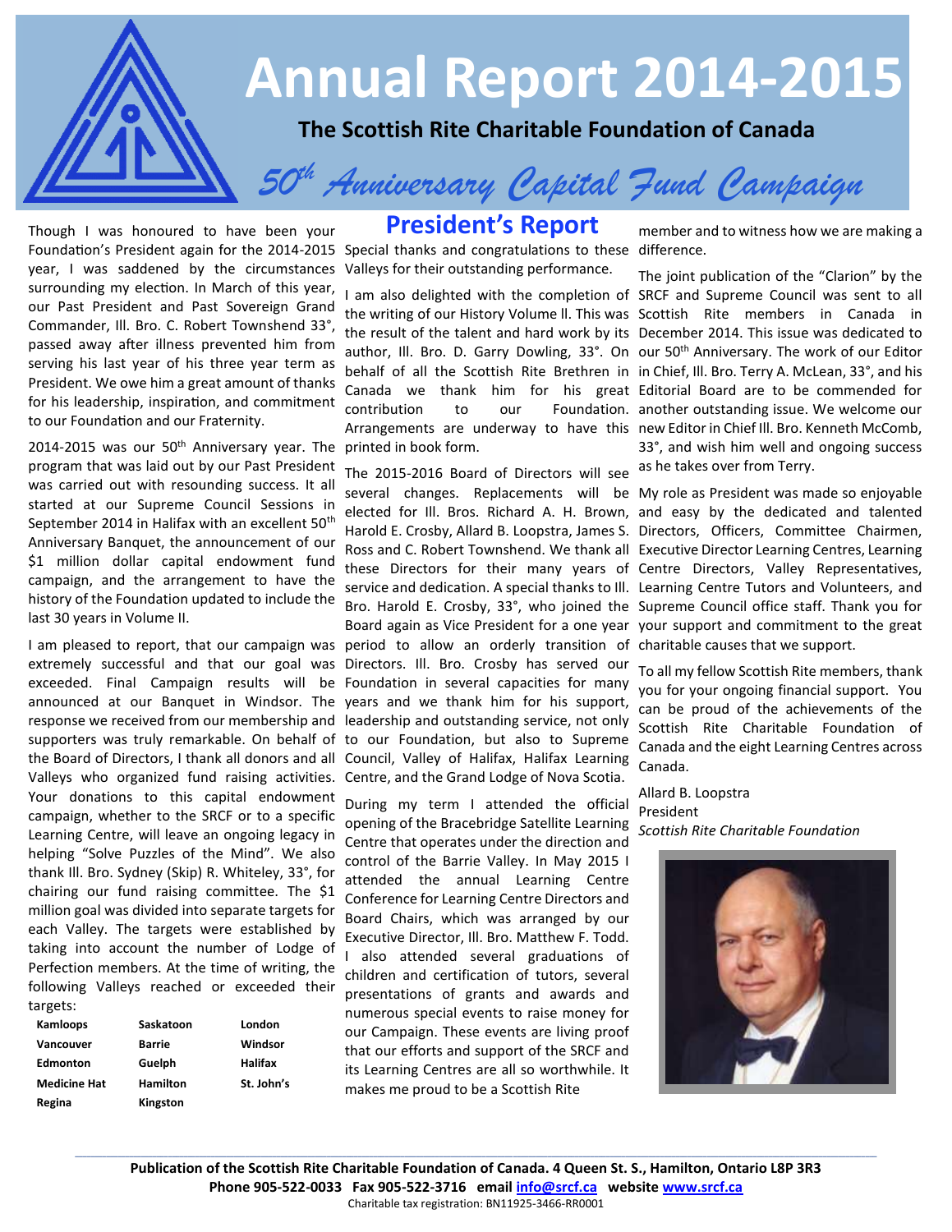# Annual Report 2014-2015

**The Scottish Rite Charitable Foundation of Canada**

*50th Anniversary Capital Fund Campaign*

## President's Report

Though I was honoured to have been your Foundation's President again for the 2014-2015 year, I was saddened by the circumstances surrounding my election. In March of this year, our Past President and Past Sovereign Grand Commander, Ill. Bro. C. Robert Townshend 33°, passed away after illness prevented him from serving his last year of his three year term as President. We owe him a great amount of thanks for his leadership, inspiration, and commitment to our Foundation and our Fraternity.

2014-2015 was our 50th Anniversary year. The program that was laid out by our Past President was carried out with resounding success. It all started at our Supreme Council Sessions in September 2014 in Halifax with an excellent 50th Anniversary Banquet, the announcement of our $1 million dollar capital endowment fund campaign, and the arrangement to have the history of the Foundation updated to include the last 30 years in Volume II.

I am pleased to report, that our campaign was extremely successful and that our goal was exceeded. Final Campaign results will be announced at our Banquet in Windsor. The response we received from our membership and supporters was truly remarkable. On behalf of the Board of Directors, I thank all donors and all Valleys who organized fund raising activities. Your donations to this capital endowment campaign, whether to the SRCF or to a specific Learning Centre, will leave an ongoing legacy in helping "Solve Puzzles of the Mind". We also thank Ill. Bro. Sydney (Skip) R. Whiteley, 33°, for chairing our fund raising committee. The $1 million goal was divided into separate targets for each Valley. The targets were established by taking into account the number of Lodge of Perfection members. At the time of writing, the following Valleys reached or exceeded their targets:

| | | |
|---|---|---|
| **Kamloops** | **Saskatoon** | **London** |
| **Vancouver** | **Barrie** | **Windsor** |
| **Edmonton** | **Guelph** | **Halifax** |
| **Medicine Hat** | **Hamilton** | **St. John's** |
| **Regina** | **Kingston** | |

Special thanks and congratulations to these Valleys for their outstanding performance.

I am also delighted with the completion of the writing of our History Volume II. This was the result of the talent and hard work by its author, Ill. Bro. D. Garry Dowling, 33°. On behalf of all the Scottish Rite Brethren in Canada we thank him for his great contribution to our Foundation. Arrangements are underway to have this printed in book form.

The 2015-2016 Board of Directors will see several changes. Replacements will be elected for Ill. Bros. Richard A. H. Brown, Harold E. Crosby, Allard B. Loopstra, James S. Ross and C. Robert Townshend. We thank all these Directors for their many years of service and dedication. A special thanks to Ill. Bro. Harold E. Crosby, 33°, who joined the Board again as Vice President for a one year period to allow an orderly transition of Directors. Ill. Bro. Crosby has served our Foundation in several capacities for many years and we thank him for his support, leadership and outstanding service, not only to our Foundation, but also to Supreme Council, Valley of Halifax, Halifax Learning Centre, and the Grand Lodge of Nova Scotia.

During my term I attended the official opening of the Bracebridge Satellite Learning Centre that operates under the direction and control of the Barrie Valley. In May 2015 I attended the annual Learning Centre Conference for Learning Centre Directors and Board Chairs, which was arranged by our Executive Director, Ill. Bro. Matthew F. Todd. I also attended several graduations of children and certification of tutors, several presentations of grants and awards and numerous special events to raise money for our Campaign. These events are living proof that our efforts and support of the SRCF and its Learning Centres are all so worthwhile. It makes me proud to be a Scottish Rite member and to witness how we are making a difference.

The joint publication of the "Clarion" by the SRCF and Supreme Council was sent to all Scottish Rite members in Canada in December 2014. This issue was dedicated to our 50th Anniversary. The work of our Editor in Chief, Ill. Bro. Terry A. McLean, 33°, and his Editorial Board are to be commended for another outstanding issue. We welcome our new Editor in Chief Ill. Bro. Kenneth McComb, 33°, and wish him well and ongoing success as he takes over from Terry.

My role as President was made so enjoyable and easy by the dedicated and talented Directors, Officers, Committee Chairmen, Executive Director Learning Centres, Learning Centre Directors, Valley Representatives, Learning Centre Tutors and Volunteers, and Supreme Council office staff. Thank you for your support and commitment to the great charitable causes that we support.

To all my fellow Scottish Rite members, thank you for your ongoing financial support. You can be proud of the achievements of the Scottish Rite Charitable Foundation of Canada and the eight Learning Centres across Canada.

Allard B. Loopstra
President
*Scottish Rite Charitable Foundation*

---

**Publication of the Scottish Rite Charitable Foundation of Canada. 4 Queen St. S., Hamilton, Ontario L8P 3R3**
**Phone 905-522-0033 Fax 905-522-3716 email info@srcf.ca website www.srcf.ca**
Charitable tax registration: BN11925-3466-RR0001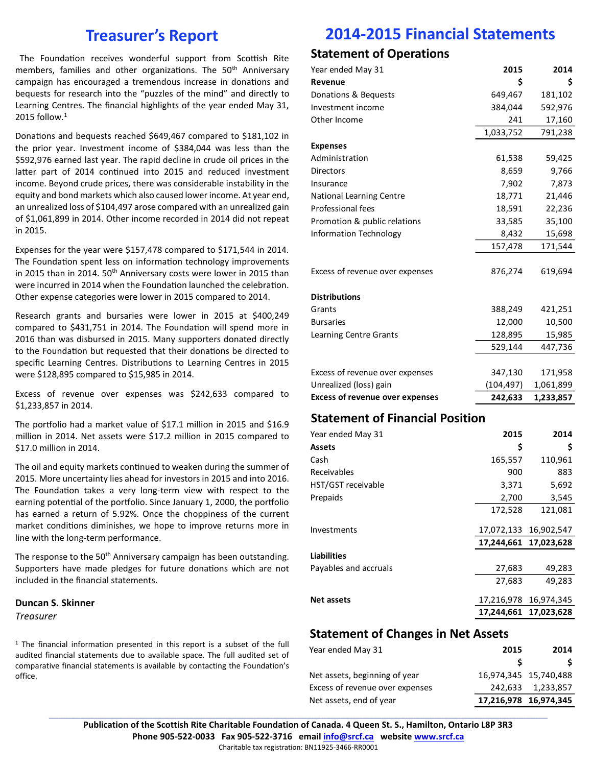# Treasurer's Report

The Foundation receives wonderful support from Scottish Rite members, families and other organizations. The 50th Anniversary campaign has encouraged a tremendous increase in donations and bequests for research into the "puzzles of the mind" and directly to Learning Centres. The financial highlights of the year ended May 31, 2015 follow.[1]

Donations and bequests reached $649,467 compared to $181,102 in the prior year. Investment income of $384,044 was less than the $592,976 earned last year. The rapid decline in crude oil prices in the latter part of 2014 continued into 2015 and reduced investment income. Beyond crude prices, there was considerable instability in the equity and bond markets which also caused lower income. At year end, an unrealized loss of $104,497 arose compared with an unrealized gain of $1,061,899 in 2014. Other income recorded in 2014 did not repeat in 2015.

Expenses for the year were $157,478 compared to $171,544 in 2014. The Foundation spent less on information technology improvements in 2015 than in 2014. 50th Anniversary costs were lower in 2015 than were incurred in 2014 when the Foundation launched the celebration. Other expense categories were lower in 2015 compared to 2014.

Research grants and bursaries were lower in 2015 at $400,249 compared to $431,751 in 2014. The Foundation will spend more in 2016 than was disbursed in 2015. Many supporters donated directly to the Foundation but requested that their donations be directed to specific Learning Centres. Distributions to Learning Centres in 2015 were $128,895 compared to $15,985 in 2014.

Excess of revenue over expenses was $242,633 compared to $1,233,857 in 2014.

The portfolio had a market value of $17.1 million in 2015 and $16.9 million in 2014. Net assets were $17.2 million in 2015 compared to $17.0 million in 2014.

The oil and equity markets continued to weaken during the summer of 2015. More uncertainty lies ahead for investors in 2015 and into 2016. The Foundation takes a very long-term view with respect to the earning potential of the portfolio. Since January 1, 2000, the portfolio has earned a return of 5.92%. Once the choppiness of the current market conditions diminishes, we hope to improve returns more in line with the long-term performance.

The response to the 50th Anniversary campaign has been outstanding. Supporters have made pledges for future donations which are not included in the financial statements.

**Duncan S. Skinner**
*Treasurer*

[1] The financial information presented in this report is a subset of the full audited financial statements due to available space. The full audited set of comparative financial statements is available by contacting the Foundation's office.

# 2014-2015 Financial Statements

## Statement of Operations

| Year ended May 31 | 2015 | 2014 |
|---|---|---|
| **Revenue** | **$** | **$** |
| Donations & Bequests | 649,467 | 181,102 |
| Investment income | 384,044 | 592,976 |
| Other Income | 241 | 17,160 |
| | 1,033,752 | 791,238 |
| **Expenses** | | |
| Administration | 61,538 | 59,425 |
| Directors | 8,659 | 9,766 |
| Insurance | 7,902 | 7,873 |
| National Learning Centre | 18,771 | 21,446 |
| Professional fees | 18,591 | 22,236 |
| Promotion & public relations | 33,585 | 35,100 |
| Information Technology | 8,432 | 15,698 |
| | 157,478 | 171,544 |
| Excess of revenue over expenses | 876,274 | 619,694 |
| **Distributions** | | |
| Grants | 388,249 | 421,251 |
| Bursaries | 12,000 | 10,500 |
| Learning Centre Grants | 128,895 | 15,985 |
| | 529,144 | 447,736 |
| Excess of revenue over expenses | 347,130 | 171,958 |
| Unrealized (loss) gain | (104,497) | 1,061,899 |
| **Excess of revenue over expenses** | **242,633** | **1,233,857** |

## Statement of Financial Position

| Year ended May 31 | 2015 | 2014 |
|---|---|---|
| **Assets** | **$** | **$** |
| Cash | 165,557 | 110,961 |
| Receivables | 900 | 883 |
| HST/GST receivable | 3,371 | 5,692 |
| Prepaids | 2,700 | 3,545 |
| | 172,528 | 121,081 |
| Investments | 17,072,133 | 16,902,547 |
| | **17,244,661** | **17,023,628** |
| **Liabilities** | | |
| Payables and accruals | 27,683 | 49,283 |
| | 27,683 | 49,283 |
| **Net assets** | 17,216,978 | 16,974,345 |
| | **17,244,661** | **17,023,628** |

## Statement of Changes in Net Assets

| Year ended May 31 | 2015 | 2014 |
|---|---|---|
| | **$** | **$** |
| Net assets, beginning of year | 16,974,345 | 15,740,488 |
| Excess of revenue over expenses | 242,633 | 1,233,857 |
| Net assets, end of year | **17,216,978** | **16,974,345** |

**Publication of the Scottish Rite Charitable Foundation of Canada. 4 Queen St. S., Hamilton, Ontario L8P 3R3**
**Phone 905-522-0033 Fax 905-522-3716 email info@srcf.ca website www.srcf.ca**
Charitable tax registration: BN11925-3466-RR0001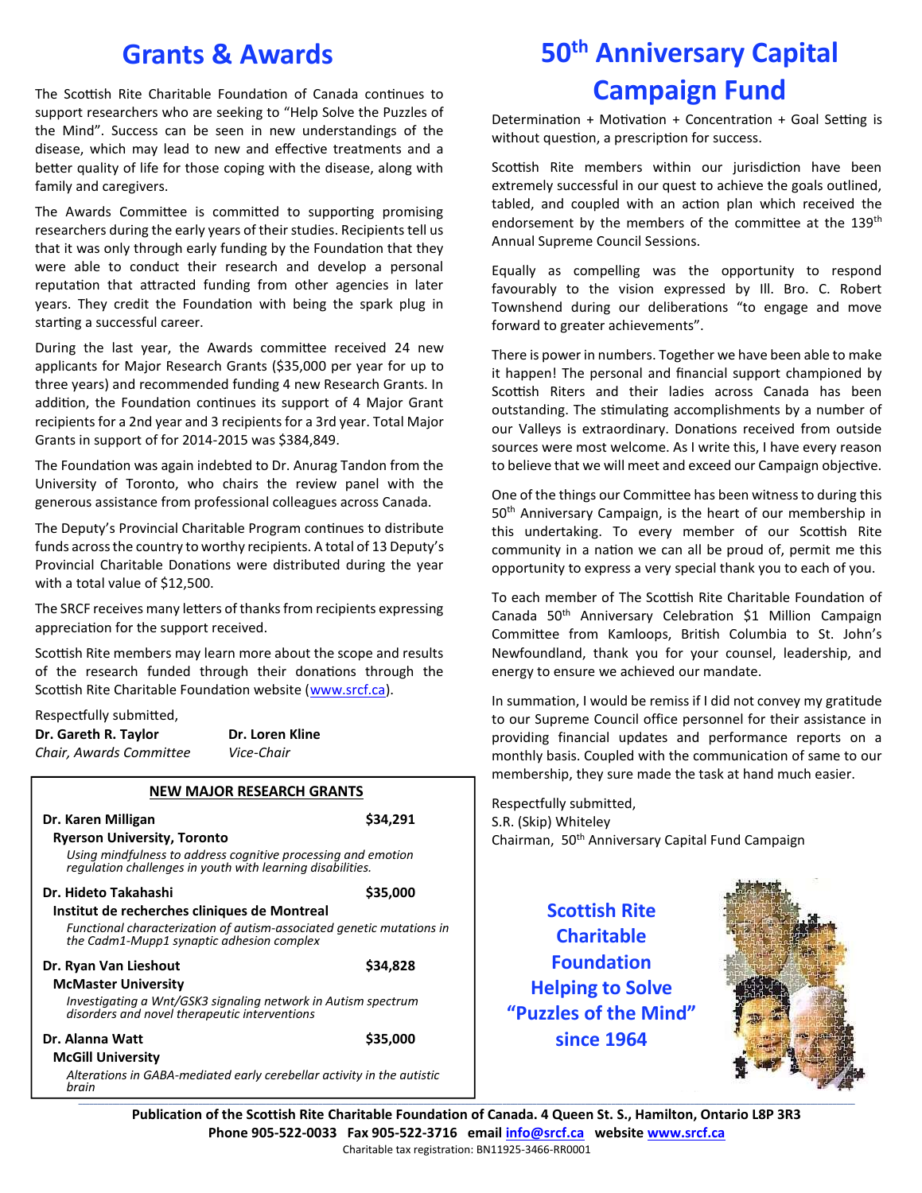# Grants & Awards

The Scottish Rite Charitable Foundation of Canada continues to support researchers who are seeking to "Help Solve the Puzzles of the Mind". Success can be seen in new understandings of the disease, which may lead to new and effective treatments and a better quality of life for those coping with the disease, along with family and caregivers.

The Awards Committee is committed to supporting promising researchers during the early years of their studies. Recipients tell us that it was only through early funding by the Foundation that they were able to conduct their research and develop a personal reputation that attracted funding from other agencies in later years. They credit the Foundation with being the spark plug in starting a successful career.

During the last year, the Awards committee received 24 new applicants for Major Research Grants ($35,000 per year for up to three years) and recommended funding 4 new Research Grants. In addition, the Foundation continues its support of 4 Major Grant recipients for a 2nd year and 3 recipients for a 3rd year. Total Major Grants in support of for 2014-2015 was $384,849.

The Foundation was again indebted to Dr. Anurag Tandon from the University of Toronto, who chairs the review panel with the generous assistance from professional colleagues across Canada.

The Deputy's Provincial Charitable Program continues to distribute funds across the country to worthy recipients. A total of 13 Deputy's Provincial Charitable Donations were distributed during the year with a total value of $12,500.

The SRCF receives many letters of thanks from recipients expressing appreciation for the support received.

Scottish Rite members may learn more about the scope and results of the research funded through their donations through the Scottish Rite Charitable Foundation website (www.srcf.ca).

Respectfully submitted,

**Dr. Gareth R. Taylor**
*Chair, Awards Committee*

**Dr. Loren Kline**
*Vice-Chair*

## NEW MAJOR RESEARCH GRANTS

**Dr. Karen Milligan** — **$34,291**
**Ryerson University, Toronto**
*Using mindfulness to address cognitive processing and emotion regulation challenges in youth with learning disabilities.*

**Dr. Hideto Takahashi** — **$35,000**
**Institut de recherches cliniques de Montreal**
*Functional characterization of autism-associated genetic mutations in the Cadm1-Mupp1 synaptic adhesion complex*

**Dr. Ryan Van Lieshout** — **$34,828**
**McMaster University**
*Investigating a Wnt/GSK3 signaling network in Autism spectrum disorders and novel therapeutic interventions*

**Dr. Alanna Watt** — **$35,000**
**McGill University**
*Alterations in GABA-mediated early cerebellar activity in the autistic brain*

# 50th Anniversary Capital Campaign Fund

Determination + Motivation + Concentration + Goal Setting is without question, a prescription for success.

Scottish Rite members within our jurisdiction have been extremely successful in our quest to achieve the goals outlined, tabled, and coupled with an action plan which received the endorsement by the members of the committee at the 139th Annual Supreme Council Sessions.

Equally as compelling was the opportunity to respond favourably to the vision expressed by Ill. Bro. C. Robert Townshend during our deliberations "to engage and move forward to greater achievements".

There is power in numbers. Together we have been able to make it happen! The personal and financial support championed by Scottish Riters and their ladies across Canada has been outstanding. The stimulating accomplishments by a number of our Valleys is extraordinary. Donations received from outside sources were most welcome. As I write this, I have every reason to believe that we will meet and exceed our Campaign objective.

One of the things our Committee has been witness to during this 50th Anniversary Campaign, is the heart of our membership in this undertaking. To every member of our Scottish Rite community in a nation we can all be proud of, permit me this opportunity to express a very special thank you to each of you.

To each member of The Scottish Rite Charitable Foundation of Canada 50th Anniversary Celebration $1 Million Campaign Committee from Kamloops, British Columbia to St. John's Newfoundland, thank you for your counsel, leadership, and energy to ensure we achieved our mandate.

In summation, I would be remiss if I did not convey my gratitude to our Supreme Council office personnel for their assistance in providing financial updates and performance reports on a monthly basis. Coupled with the communication of same to our membership, they sure made the task at hand much easier.

Respectfully submitted,
S.R. (Skip) Whiteley
Chairman, 50th Anniversary Capital Fund Campaign

**Scottish Rite Charitable Foundation
Helping to Solve "Puzzles of the Mind" since 1964**

**Publication of the Scottish Rite Charitable Foundation of Canada. 4 Queen St. S., Hamilton, Ontario L8P 3R3
Phone 905-522-0033 Fax 905-522-3716 email info@srcf.ca website www.srcf.ca**
Charitable tax registration: BN11925-3466-RR0001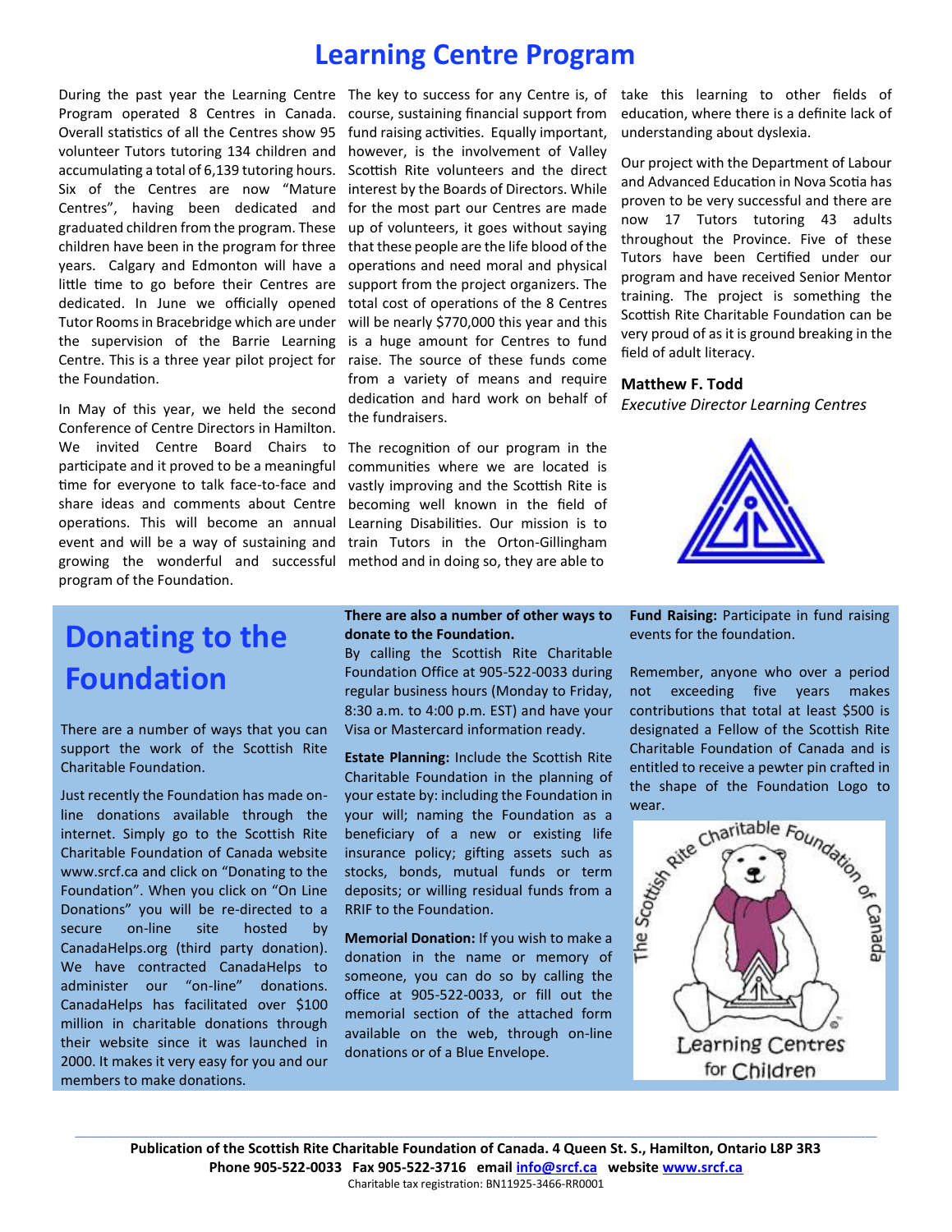# Learning Centre Program

During the past year the Learning Centre Program operated 8 Centres in Canada. Overall statistics of all the Centres show 95 volunteer Tutors tutoring 134 children and accumulating a total of 6,139 tutoring hours. Six of the Centres are now "Mature Centres", having been dedicated and graduated children from the program. These children have been in the program for three years. Calgary and Edmonton will have a little time to go before their Centres are dedicated. In June we officially opened Tutor Rooms in Bracebridge which are under the supervision of the Barrie Learning Centre. This is a three year pilot project for the Foundation.

In May of this year, we held the second Conference of Centre Directors in Hamilton. We invited Centre Board Chairs to participate and it proved to be a meaningful time for everyone to talk face-to-face and share ideas and comments about Centre operations. This will become an annual event and will be a way of sustaining and growing the wonderful and successful program of the Foundation.

The key to success for any Centre is, of course, sustaining financial support from fund raising activities. Equally important, however, is the involvement of Valley Scottish Rite volunteers and the direct interest by the Boards of Directors. While for the most part our Centres are made up of volunteers, it goes without saying that these people are the life blood of the operations and need moral and physical support from the project organizers. The total cost of operations of the 8 Centres will be nearly $770,000 this year and this is a huge amount for Centres to fund raise. The source of these funds come from a variety of means and require dedication and hard work on behalf of the fundraisers.

The recognition of our program in the communities where we are located is vastly improving and the Scottish Rite is becoming well known in the field of Learning Disabilities. Our mission is to train Tutors in the Orton-Gillingham method and in doing so, they are able to take this learning to other fields of education, where there is a definite lack of understanding about dyslexia.

Our project with the Department of Labour and Advanced Education in Nova Scotia has proven to be very successful and there are now 17 Tutors tutoring 43 adults throughout the Province. Five of these Tutors have been Certified under our program and have received Senior Mentor training. The project is something the Scottish Rite Charitable Foundation can be very proud of as it is ground breaking in the field of adult literacy.

**Matthew F. Todd**
*Executive Director Learning Centres*

# Donating to the Foundation

There are a number of ways that you can support the work of the Scottish Rite Charitable Foundation.

Just recently the Foundation has made on-line donations available through the internet. Simply go to the Scottish Rite Charitable Foundation of Canada website www.srcf.ca and click on "Donating to the Foundation". When you click on "On Line Donations" you will be re-directed to a secure on-line site hosted by CanadaHelps.org (third party donation). We have contracted CanadaHelps to administer our "on-line" donations. CanadaHelps has facilitated over $100 million in charitable donations through their website since it was launched in 2000. It makes it very easy for you and our members to make donations.

**There are also a number of other ways to donate to the Foundation.**
By calling the Scottish Rite Charitable Foundation Office at 905-522-0033 during regular business hours (Monday to Friday, 8:30 a.m. to 4:00 p.m. EST) and have your Visa or Mastercard information ready.

**Estate Planning:** Include the Scottish Rite Charitable Foundation in the planning of your estate by: including the Foundation in your will; naming the Foundation as a beneficiary of a new or existing life insurance policy; gifting assets such as stocks, bonds, mutual funds or term deposits; or willing residual funds from a RRIF to the Foundation.

**Memorial Donation:** If you wish to make a donation in the name or memory of someone, you can do so by calling the office at 905-522-0033, or fill out the memorial section of the attached form available on the web, through on-line donations or of a Blue Envelope.

**Fund Raising:** Participate in fund raising events for the foundation.

Remember, anyone who over a period not exceeding five years makes contributions that total at least $500 is designated a Fellow of the Scottish Rite Charitable Foundation of Canada and is entitled to receive a pewter pin crafted in the shape of the Foundation Logo to wear.

The Scottish Rite Charitable Foundation of Canada
Learning Centres for Children

**Publication of the Scottish Rite Charitable Foundation of Canada. 4 Queen St. S., Hamilton, Ontario L8P 3R3**
**Phone 905-522-0033 Fax 905-522-3716 email info@srcf.ca website www.srcf.ca**
Charitable tax registration: BN11925-3466-RR0001